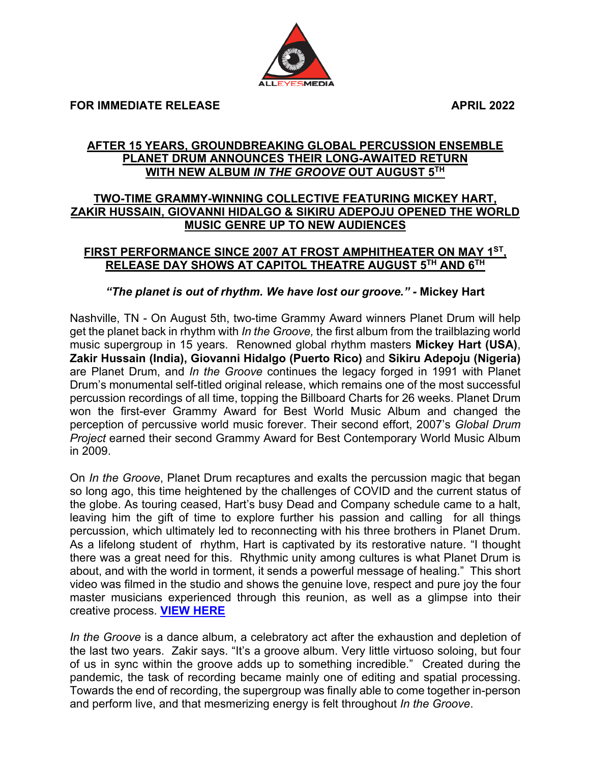ALLEYESMEDIA

**FOR IMMEDIATE RELEASE** **APRIL 2022**

## AFTER 15 YEARS, GROUNDBREAKING GLOBAL PERCUSSION ENSEMBLE PLANET DRUM ANNOUNCES THEIR LONG-AWAITED RETURN WITH NEW ALBUM *IN THE GROOVE* OUT AUGUST 5TH

### TWO-TIME GRAMMY-WINNING COLLECTIVE FEATURING MICKEY HART, ZAKIR HUSSAIN, GIOVANNI HIDALGO & SIKIRU ADEPOJU OPENED THE WORLD MUSIC GENRE UP TO NEW AUDIENCES

### FIRST PERFORMANCE SINCE 2007 AT FROST AMPHITHEATER ON MAY 1ST, RELEASE DAY SHOWS AT CAPITOL THEATRE AUGUST 5TH AND 6TH

***"The planet is out of rhythm. We have lost our groove." -*** **Mickey Hart**

Nashville, TN - On August 5th, two-time Grammy Award winners Planet Drum will help get the planet back in rhythm with *In the Groove,* the first album from the trailblazing world music supergroup in 15 years. Renowned global rhythm masters **Mickey Hart (USA)**, **Zakir Hussain (India), Giovanni Hidalgo (Puerto Rico)** and **Sikiru Adepoju (Nigeria)** are Planet Drum, and *In the Groove* continues the legacy forged in 1991 with Planet Drum's monumental self-titled original release, which remains one of the most successful percussion recordings of all time, topping the Billboard Charts for 26 weeks. Planet Drum won the first-ever Grammy Award for Best World Music Album and changed the perception of percussive world music forever. Their second effort, 2007's *Global Drum Project* earned their second Grammy Award for Best Contemporary World Music Album in 2009.

On *In the Groove*, Planet Drum recaptures and exalts the percussion magic that began so long ago, this time heightened by the challenges of COVID and the current status of the globe. As touring ceased, Hart's busy Dead and Company schedule came to a halt, leaving him the gift of time to explore further his passion and calling for all things percussion, which ultimately led to reconnecting with his three brothers in Planet Drum. As a lifelong student of rhythm, Hart is captivated by its restorative nature. "I thought there was a great need for this. Rhythmic unity among cultures is what Planet Drum is about, and with the world in torment, it sends a powerful message of healing." This short video was filmed in the studio and shows the genuine love, respect and pure joy the four master musicians experienced through this reunion, as well as a glimpse into their creative process. **VIEW HERE**

*In the Groove* is a dance album, a celebratory act after the exhaustion and depletion of the last two years. Zakir says. "It's a groove album. Very little virtuoso soloing, but four of us in sync within the groove adds up to something incredible." Created during the pandemic, the task of recording became mainly one of editing and spatial processing. Towards the end of recording, the supergroup was finally able to come together in-person and perform live, and that mesmerizing energy is felt throughout *In the Groove*.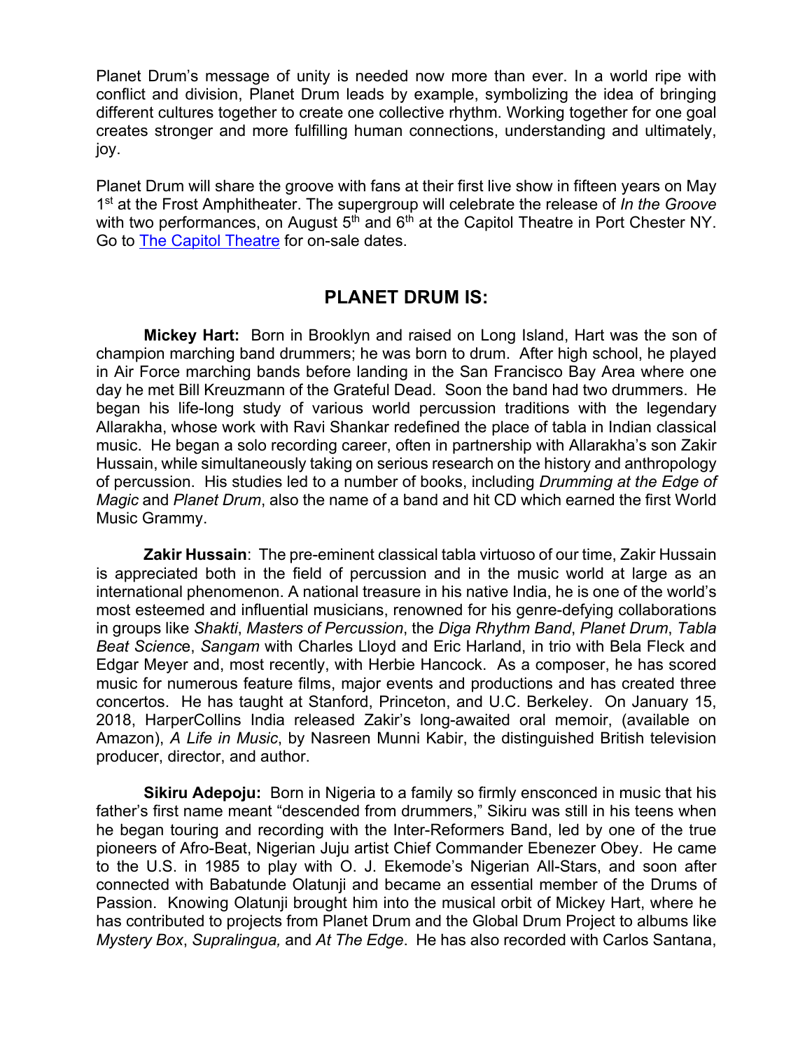Planet Drum's message of unity is needed now more than ever. In a world ripe with conflict and division, Planet Drum leads by example, symbolizing the idea of bringing different cultures together to create one collective rhythm. Working together for one goal creates stronger and more fulfilling human connections, understanding and ultimately, joy.

Planet Drum will share the groove with fans at their first live show in fifteen years on May 1st at the Frost Amphitheater. The supergroup will celebrate the release of *In the Groove* with two performances, on August 5th and 6th at the Capitol Theatre in Port Chester NY. Go to [The Capitol Theatre] for on-sale dates.

## PLANET DRUM IS:

**Mickey Hart:** Born in Brooklyn and raised on Long Island, Hart was the son of champion marching band drummers; he was born to drum. After high school, he played in Air Force marching bands before landing in the San Francisco Bay Area where one day he met Bill Kreuzmann of the Grateful Dead. Soon the band had two drummers. He began his life-long study of various world percussion traditions with the legendary Allarakha, whose work with Ravi Shankar redefined the place of tabla in Indian classical music. He began a solo recording career, often in partnership with Allarakha's son Zakir Hussain, while simultaneously taking on serious research on the history and anthropology of percussion. His studies led to a number of books, including *Drumming at the Edge of Magic* and *Planet Drum*, also the name of a band and hit CD which earned the first World Music Grammy.

**Zakir Hussain**: The pre-eminent classical tabla virtuoso of our time, Zakir Hussain is appreciated both in the field of percussion and in the music world at large as an international phenomenon. A national treasure in his native India, he is one of the world's most esteemed and influential musicians, renowned for his genre-defying collaborations in groups like *Shakti*, *Masters of Percussion*, the *Diga Rhythm Band*, *Planet Drum*, *Tabla Beat Science*, *Sangam* with Charles Lloyd and Eric Harland, in trio with Bela Fleck and Edgar Meyer and, most recently, with Herbie Hancock. As a composer, he has scored music for numerous feature films, major events and productions and has created three concertos. He has taught at Stanford, Princeton, and U.C. Berkeley. On January 15, 2018, HarperCollins India released Zakir's long-awaited oral memoir, (available on Amazon), *A Life in Music*, by Nasreen Munni Kabir, the distinguished British television producer, director, and author.

**Sikiru Adepoju:** Born in Nigeria to a family so firmly ensconced in music that his father's first name meant "descended from drummers," Sikiru was still in his teens when he began touring and recording with the Inter-Reformers Band, led by one of the true pioneers of Afro-Beat, Nigerian Juju artist Chief Commander Ebenezer Obey. He came to the U.S. in 1985 to play with O. J. Ekemode's Nigerian All-Stars, and soon after connected with Babatunde Olatunji and became an essential member of the Drums of Passion. Knowing Olatunji brought him into the musical orbit of Mickey Hart, where he has contributed to projects from Planet Drum and the Global Drum Project to albums like *Mystery Box*, *Supralingua,* and *At The Edge*. He has also recorded with Carlos Santana,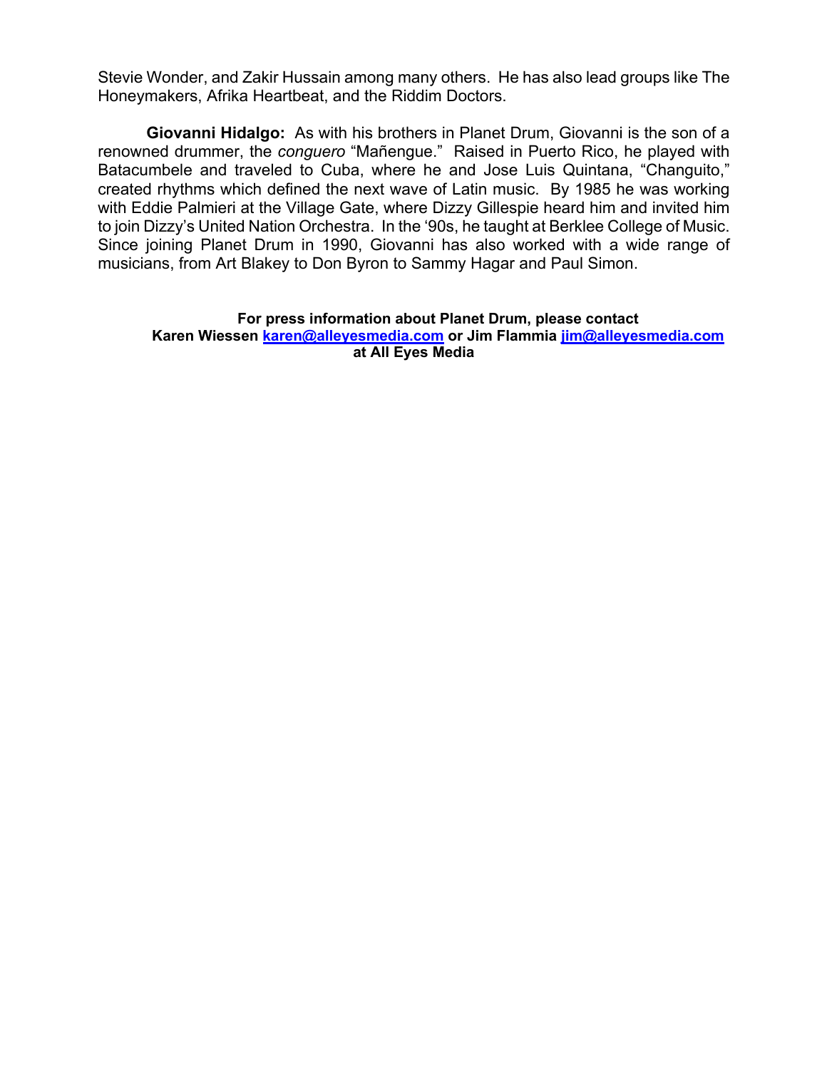Stevie Wonder, and Zakir Hussain among many others. He has also lead groups like The Honeymakers, Afrika Heartbeat, and the Riddim Doctors.

**Giovanni Hidalgo:** As with his brothers in Planet Drum, Giovanni is the son of a renowned drummer, the *conguero* "Mañengue." Raised in Puerto Rico, he played with Batacumbele and traveled to Cuba, where he and Jose Luis Quintana, "Changuito," created rhythms which defined the next wave of Latin music. By 1985 he was working with Eddie Palmieri at the Village Gate, where Dizzy Gillespie heard him and invited him to join Dizzy's United Nation Orchestra. In the '90s, he taught at Berklee College of Music. Since joining Planet Drum in 1990, Giovanni has also worked with a wide range of musicians, from Art Blakey to Don Byron to Sammy Hagar and Paul Simon.

**For press information about Planet Drum, please contact**
**Karen Wiessen [karen@alleyesmedia.com](mailto:karen@alleyesmedia.com) or Jim Flammia [jim@alleyesmedia.com](mailto:jim@alleyesmedia.com)**
**at All Eyes Media**